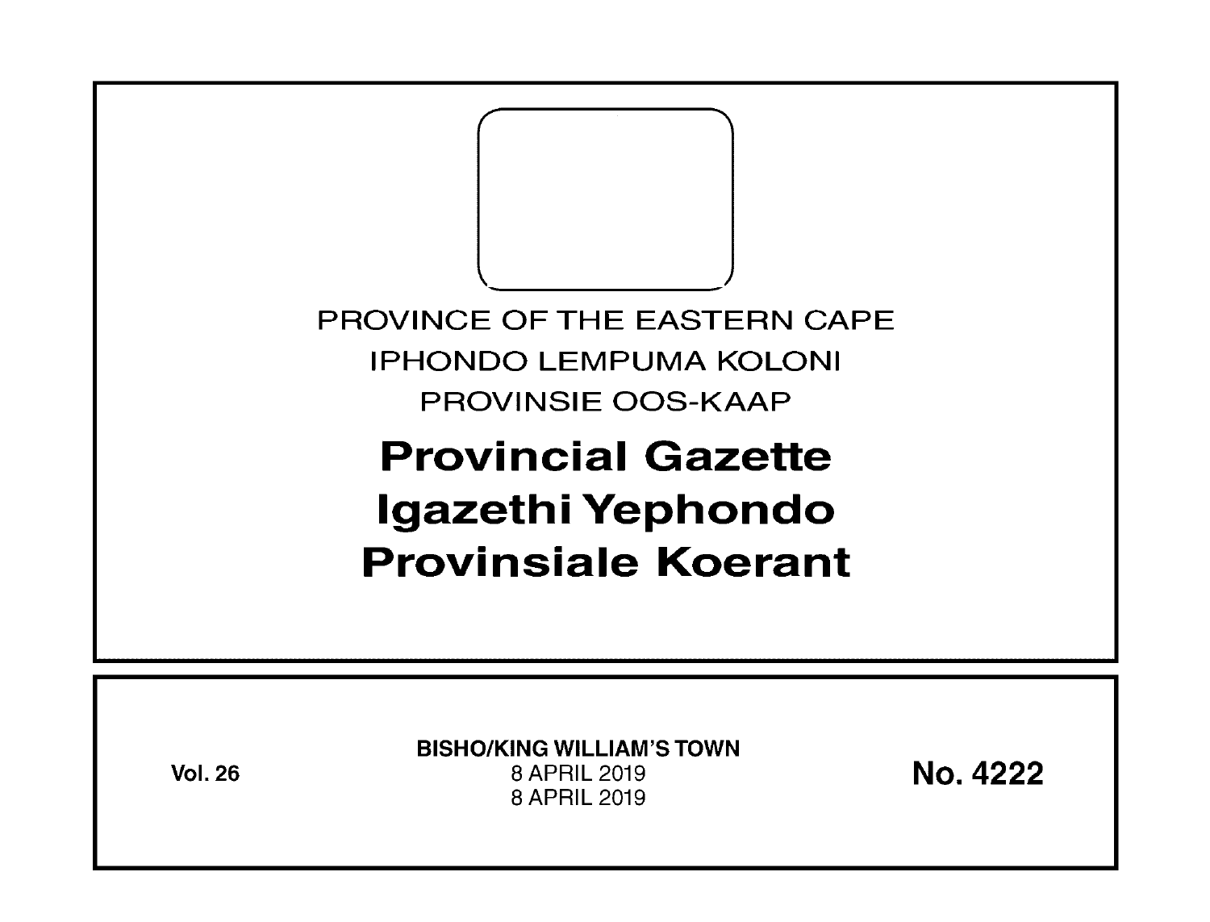PROVINCE OF THE EASTERN CAPE

IPHONDO LEMPUMA KOLONI

PROVINSIE OOS-KAAP

# Provincial Gazette

# Igazethi Yephondo

# Provinsiale Koerant

Vol. 26

**BISHO/KING WILLIAM'S TOWN**

8 APRIL 2019

8 APRIL 2019

**No. 4222**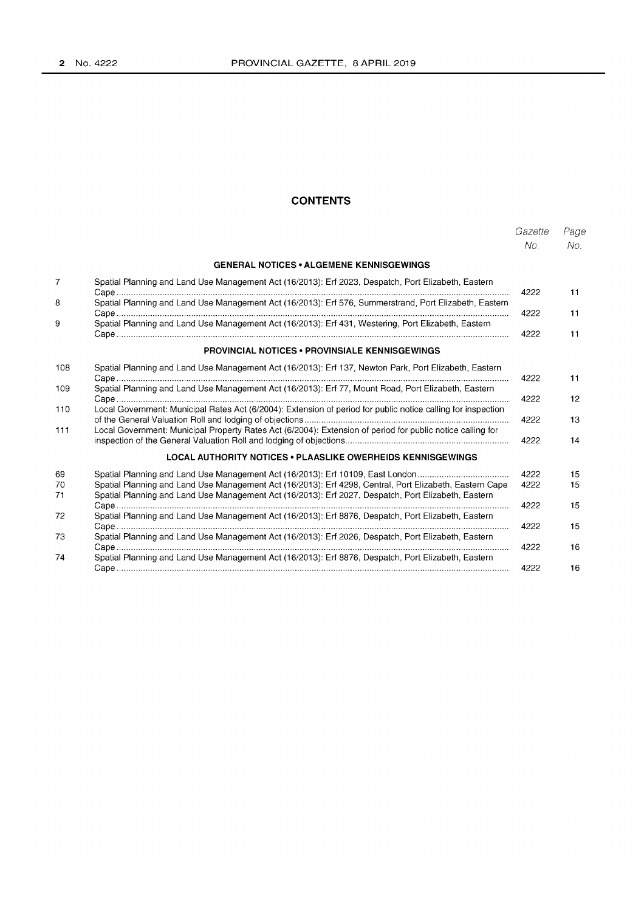## CONTENTS

| | | Gazette No. | Page No. |
|---|---|---|---|
| | **GENERAL NOTICES • ALGEMENE KENNISGEWINGS** | | |
| 7 | Spatial Planning and Land Use Management Act (16/2013): Erf 2023, Despatch, Port Elizabeth, Eastern Cape | 4222 | 11 |
| 8 | Spatial Planning and Land Use Management Act (16/2013): Erf 576, Summerstrand, Port Elizabeth, Eastern Cape | 4222 | 11 |
| 9 | Spatial Planning and Land Use Management Act (16/2013): Erf 431, Westering, Port Elizabeth, Eastern Cape | 4222 | 11 |
| | **PROVINCIAL NOTICES • PROVINSIALE KENNISGEWINGS** | | |
| 108 | Spatial Planning and Land Use Management Act (16/2013): Erf 137, Newton Park, Port Elizabeth, Eastern Cape | 4222 | 11 |
| 109 | Spatial Planning and Land Use Management Act (16/2013): Erf 77, Mount Road, Port Elizabeth, Eastern Cape | 4222 | 12 |
| 110 | Local Government: Municipal Rates Act (6/2004): Extension of period for public notice calling for inspection of the General Valuation Roll and lodging of objections | 4222 | 13 |
| 111 | Local Government: Municipal Property Rates Act (6/2004): Extension of period for public notice calling for inspection of the General Valuation Roll and lodging of objections | 4222 | 14 |
| | **LOCAL AUTHORITY NOTICES • PLAASLIKE OWERHEIDS KENNISGEWINGS** | | |
| 69 | Spatial Planning and Land Use Management Act (16/2013): Erf 10109, East London | 4222 | 15 |
| 70 | Spatial Planning and Land Use Management Act (16/2013): Erf 4298, Central, Port Elizabeth, Eastern Cape | 4222 | 15 |
| 71 | Spatial Planning and Land Use Management Act (16/2013): Erf 2027, Despatch, Port Elizabeth, Eastern Cape | 4222 | 15 |
| 72 | Spatial Planning and Land Use Management Act (16/2013): Erf 8876, Despatch, Port Elizabeth, Eastern Cape | 4222 | 15 |
| 73 | Spatial Planning and Land Use Management Act (16/2013): Erf 2026, Despatch, Port Elizabeth, Eastern Cape | 4222 | 16 |
| 74 | Spatial Planning and Land Use Management Act (16/2013): Erf 8876, Despatch, Port Elizabeth, Eastern Cape | 4222 | 16 |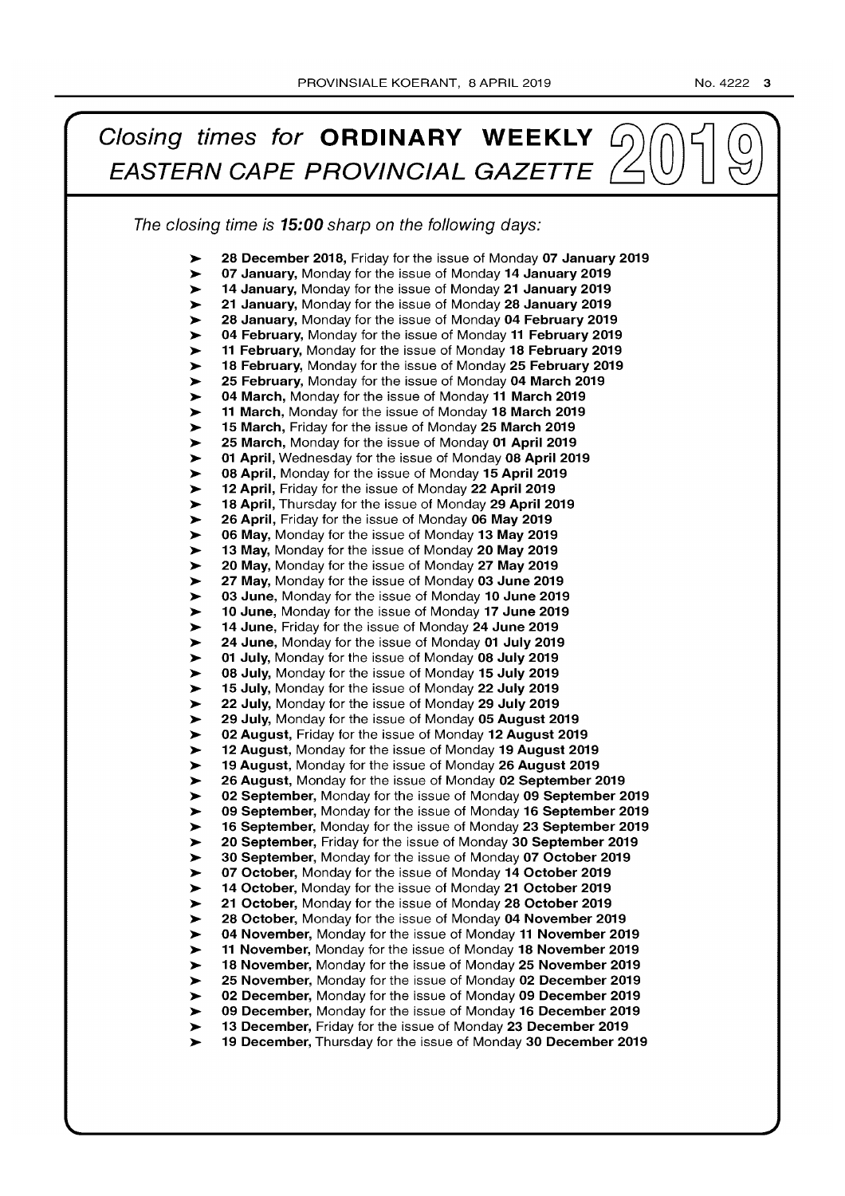# *Closing times for* **ORDINARY WEEKLY** *EASTERN CAPE PROVINCIAL GAZETTE* 2019

*The closing time is **15:00** sharp on the following days:*

- **28 December 2018,** Friday for the issue of Monday **07 January 2019**
- **07 January,** Monday for the issue of Monday **14 January 2019**
- **14 January,** Monday for the issue of Monday **21 January 2019**
- **21 January,** Monday for the issue of Monday **28 January 2019**
- **28 January,** Monday for the issue of Monday **04 February 2019**
- **04 February,** Monday for the issue of Monday **11 February 2019**
- **11 February,** Monday for the issue of Monday **18 February 2019**
- **18 February,** Monday for the issue of Monday **25 February 2019**
- **25 February,** Monday for the issue of Monday **04 March 2019**
- **04 March,** Monday for the issue of Monday **11 March 2019**
- **11 March,** Monday for the issue of Monday **18 March 2019**
- **15 March,** Friday for the issue of Monday **25 March 2019**
- **25 March,** Monday for the issue of Monday **01 April 2019**
- **01 April,** Wednesday for the issue of Monday **08 April 2019**
- **08 April,** Monday for the issue of Monday **15 April 2019**
- **12 April,** Friday for the issue of Monday **22 April 2019**
- **18 April,** Thursday for the issue of Monday **29 April 2019**
- **26 April,** Friday for the issue of Monday **06 May 2019**
- **06 May,** Monday for the issue of Monday **13 May 2019**
- **13 May,** Monday for the issue of Monday **20 May 2019**
- **20 May,** Monday for the issue of Monday **27 May 2019**
- **27 May,** Monday for the issue of Monday **03 June 2019**
- **03 June,** Monday for the issue of Monday **10 June 2019**
- **10 June,** Monday for the issue of Monday **17 June 2019**
- **14 June,** Friday for the issue of Monday **24 June 2019**
- **24 June,** Monday for the issue of Monday **01 July 2019**
- **01 July,** Monday for the issue of Monday **08 July 2019**
- **08 July,** Monday for the issue of Monday **15 July 2019**
- **15 July,** Monday for the issue of Monday **22 July 2019**
- **22 July,** Monday for the issue of Monday **29 July 2019**
- **29 July,** Monday for the issue of Monday **05 August 2019**
- **02 August,** Friday for the issue of Monday **12 August 2019**
- **12 August,** Monday for the issue of Monday **19 August 2019**
- **19 August,** Monday for the issue of Monday **26 August 2019**
- **26 August,** Monday for the issue of Monday **02 September 2019**
- **02 September,** Monday for the issue of Monday **09 September 2019**
- **09 September,** Monday for the issue of Monday **16 September 2019**
- **16 September,** Monday for the issue of Monday **23 September 2019**
- **20 September,** Friday for the issue of Monday **30 September 2019**
- **30 September,** Monday for the issue of Monday **07 October 2019**
- **07 October,** Monday for the issue of Monday **14 October 2019**
- **14 October,** Monday for the issue of Monday **21 October 2019**
- **21 October,** Monday for the issue of Monday **28 October 2019**
- **28 October,** Monday for the issue of Monday **04 November 2019**
- **04 November,** Monday for the issue of Monday **11 November 2019**
- **11 November,** Monday for the issue of Monday **18 November 2019**
- **18 November,** Monday for the issue of Monday **25 November 2019**
- **25 November,** Monday for the issue of Monday **02 December 2019**
- **02 December,** Monday for the issue of Monday **09 December 2019**
- **09 December,** Monday for the issue of Monday **16 December 2019**
- **13 December,** Friday for the issue of Monday **23 December 2019**
- **19 December,** Thursday for the issue of Monday **30 December 2019**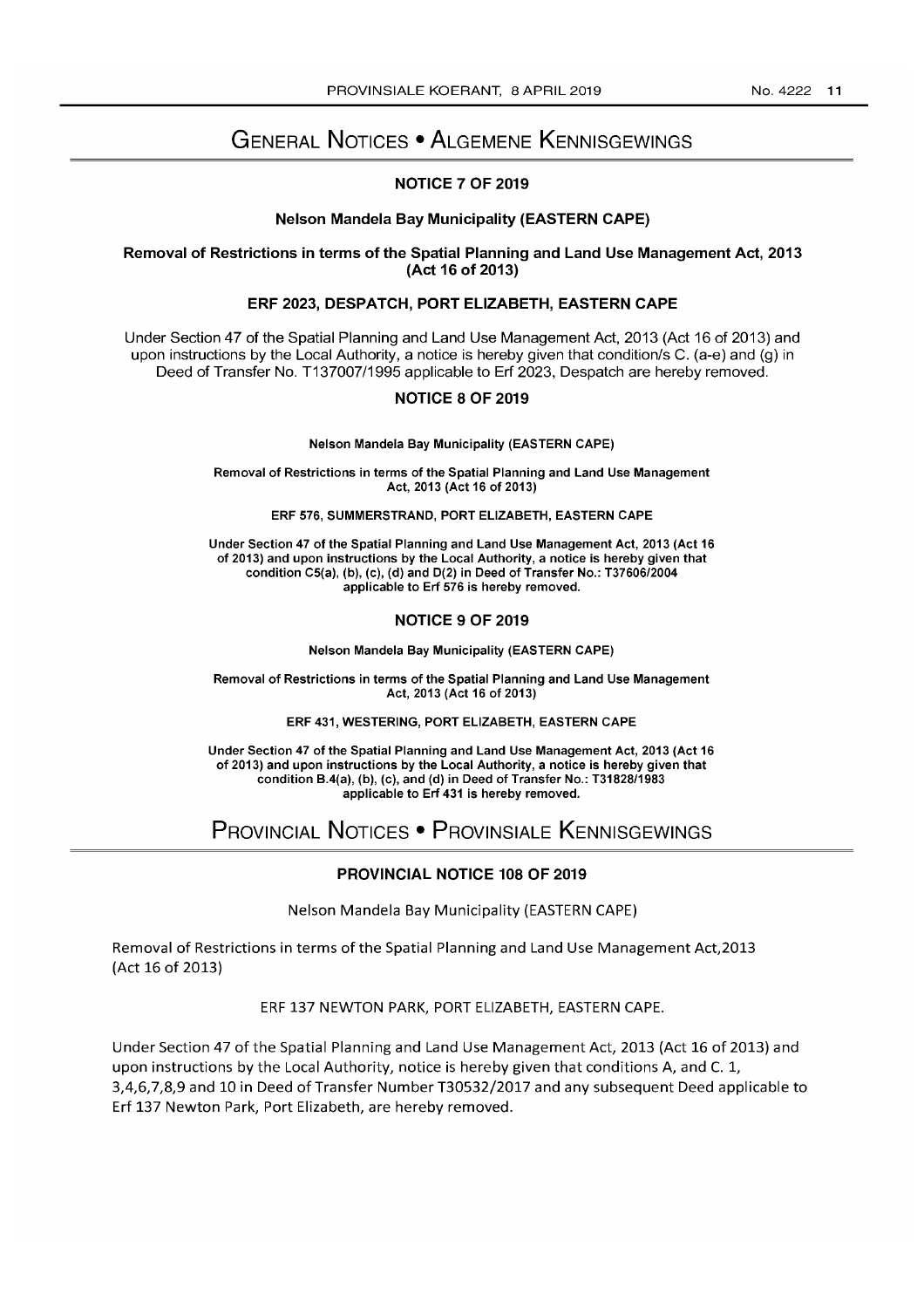# GENERAL NOTICES • ALGEMENE KENNISGEWINGS

## NOTICE 7 OF 2019

**Nelson Mandela Bay Municipality (EASTERN CAPE)**

**Removal of Restrictions in terms of the Spatial Planning and Land Use Management Act, 2013 (Act 16 of 2013)**

**ERF 2023, DESPATCH, PORT ELIZABETH, EASTERN CAPE**

Under Section 47 of the Spatial Planning and Land Use Management Act, 2013 (Act 16 of 2013) and upon instructions by the Local Authority, a notice is hereby given that condition/s C. (a-e) and (g) in Deed of Transfer No. T137007/1995 applicable to Erf 2023, Despatch are hereby removed.

## NOTICE 8 OF 2019

**Nelson Mandela Bay Municipality (EASTERN CAPE)**

**Removal of Restrictions in terms of the Spatial Planning and Land Use Management Act, 2013 (Act 16 of 2013)**

**ERF 576, SUMMERSTRAND, PORT ELIZABETH, EASTERN CAPE**

**Under Section 47 of the Spatial Planning and Land Use Management Act, 2013 (Act 16 of 2013) and upon instructions by the Local Authority, a notice is hereby given that condition C5(a), (b), (c), (d) and D(2) in Deed of Transfer No.: T37606/2004 applicable to Erf 576 is hereby removed.**

## NOTICE 9 OF 2019

**Nelson Mandela Bay Municipality (EASTERN CAPE)**

**Removal of Restrictions in terms of the Spatial Planning and Land Use Management Act, 2013 (Act 16 of 2013)**

**ERF 431, WESTERING, PORT ELIZABETH, EASTERN CAPE**

**Under Section 47 of the Spatial Planning and Land Use Management Act, 2013 (Act 16 of 2013) and upon instructions by the Local Authority, a notice is hereby given that condition B.4(a), (b), (c), and (d) in Deed of Transfer No.: T31828/1983 applicable to Erf 431 is hereby removed.**

# PROVINCIAL NOTICES • PROVINSIALE KENNISGEWINGS

## PROVINCIAL NOTICE 108 OF 2019

Nelson Mandela Bay Municipality (EASTERN CAPE)

Removal of Restrictions in terms of the Spatial Planning and Land Use Management Act,2013 (Act 16 of 2013)

ERF 137 NEWTON PARK, PORT ELIZABETH, EASTERN CAPE.

Under Section 47 of the Spatial Planning and Land Use Management Act, 2013 (Act 16 of 2013) and upon instructions by the Local Authority, notice is hereby given that conditions A, and C. 1, 3,4,6,7,8,9 and 10 in Deed of Transfer Number T30532/2017 and any subsequent Deed applicable to Erf 137 Newton Park, Port Elizabeth, are hereby removed.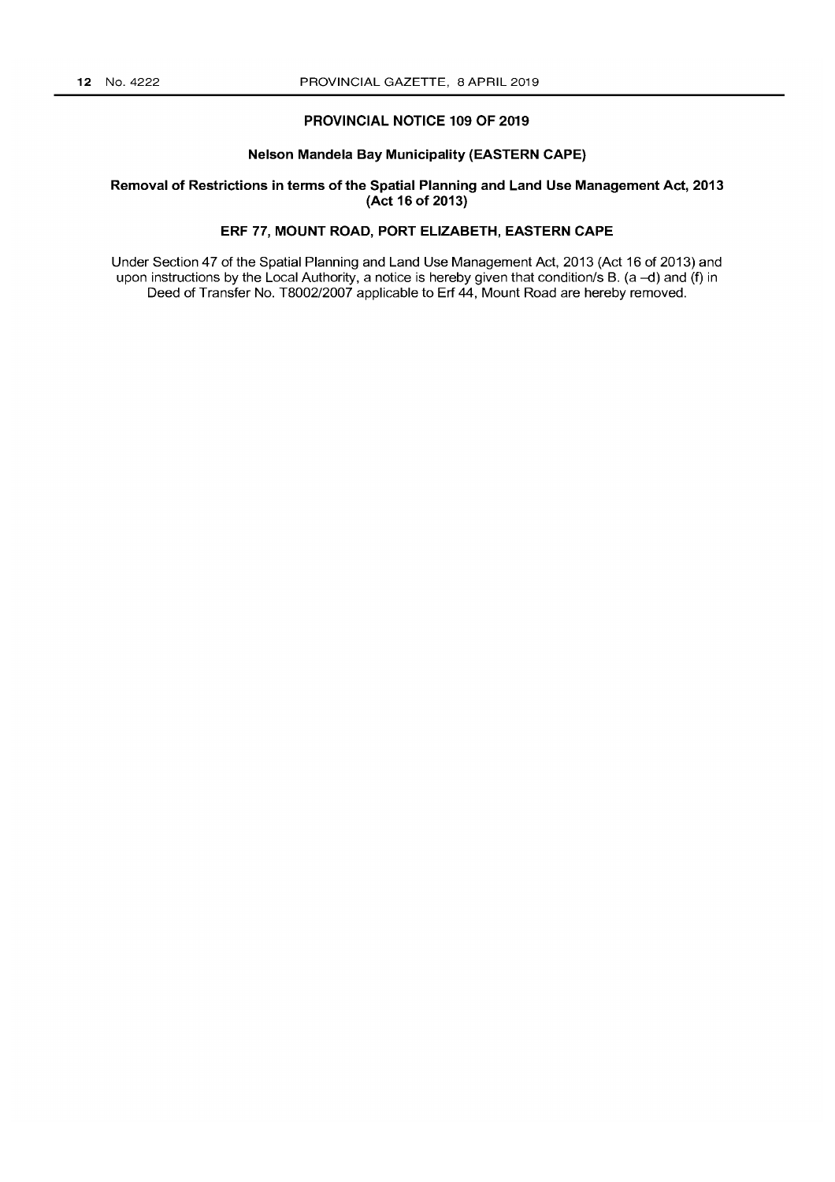## PROVINCIAL NOTICE 109 OF 2019

### Nelson Mandela Bay Municipality (EASTERN CAPE)

### Removal of Restrictions in terms of the Spatial Planning and Land Use Management Act, 2013 (Act 16 of 2013)

### ERF 77, MOUNT ROAD, PORT ELIZABETH, EASTERN CAPE

Under Section 47 of the Spatial Planning and Land Use Management Act, 2013 (Act 16 of 2013) and upon instructions by the Local Authority, a notice is hereby given that condition/s B. (a –d) and (f) in Deed of Transfer No. T8002/2007 applicable to Erf 44, Mount Road are hereby removed.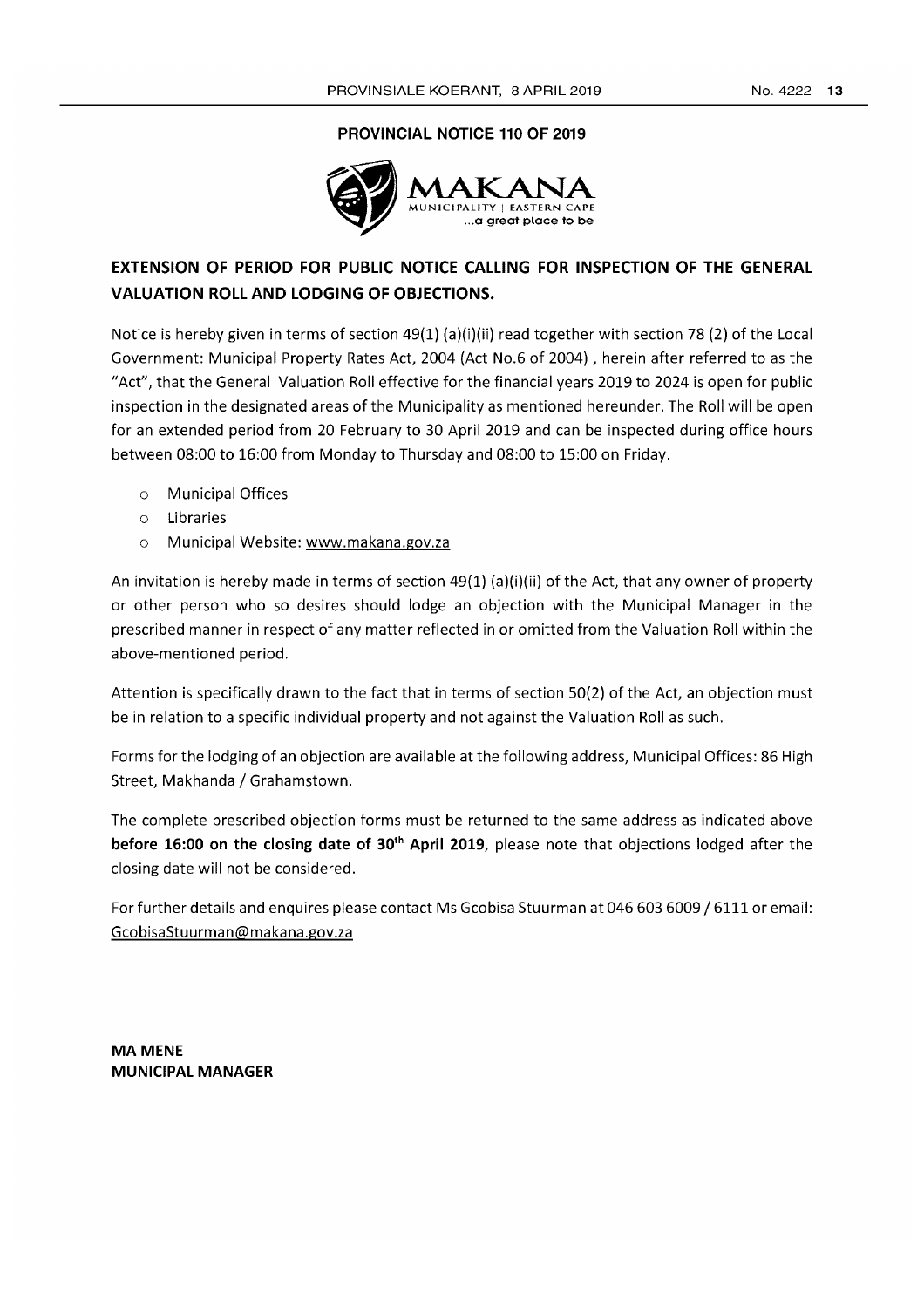## PROVINCIAL NOTICE 110 OF 2019

MAKANA
MUNICIPALITY | EASTERN CAPE
...a great place to be

## EXTENSION OF PERIOD FOR PUBLIC NOTICE CALLING FOR INSPECTION OF THE GENERAL VALUATION ROLL AND LODGING OF OBJECTIONS.

Notice is hereby given in terms of section 49(1) (a)(i)(ii) read together with section 78 (2) of the Local Government: Municipal Property Rates Act, 2004 (Act No.6 of 2004) , herein after referred to as the "Act", that the General Valuation Roll effective for the financial years 2019 to 2024 is open for public inspection in the designated areas of the Municipality as mentioned hereunder. The Roll will be open for an extended period from 20 February to 30 April 2019 and can be inspected during office hours between 08:00 to 16:00 from Monday to Thursday and 08:00 to 15:00 on Friday.

- Municipal Offices
- Libraries
- Municipal Website: www.makana.gov.za

An invitation is hereby made in terms of section 49(1) (a)(i)(ii) of the Act, that any owner of property or other person who so desires should lodge an objection with the Municipal Manager in the prescribed manner in respect of any matter reflected in or omitted from the Valuation Roll within the above-mentioned period.

Attention is specifically drawn to the fact that in terms of section 50(2) of the Act, an objection must be in relation to a specific individual property and not against the Valuation Roll as such.

Forms for the lodging of an objection are available at the following address, Municipal Offices: 86 High Street, Makhanda / Grahamstown.

The complete prescribed objection forms must be returned to the same address as indicated above **before 16:00 on the closing date of 30th April 2019**, please note that objections lodged after the closing date will not be considered.

For further details and enquires please contact Ms Gcobisa Stuurman at 046 603 6009 / 6111 or email: GcobisaStuurman@makana.gov.za

**MA MENE**
**MUNICIPAL MANAGER**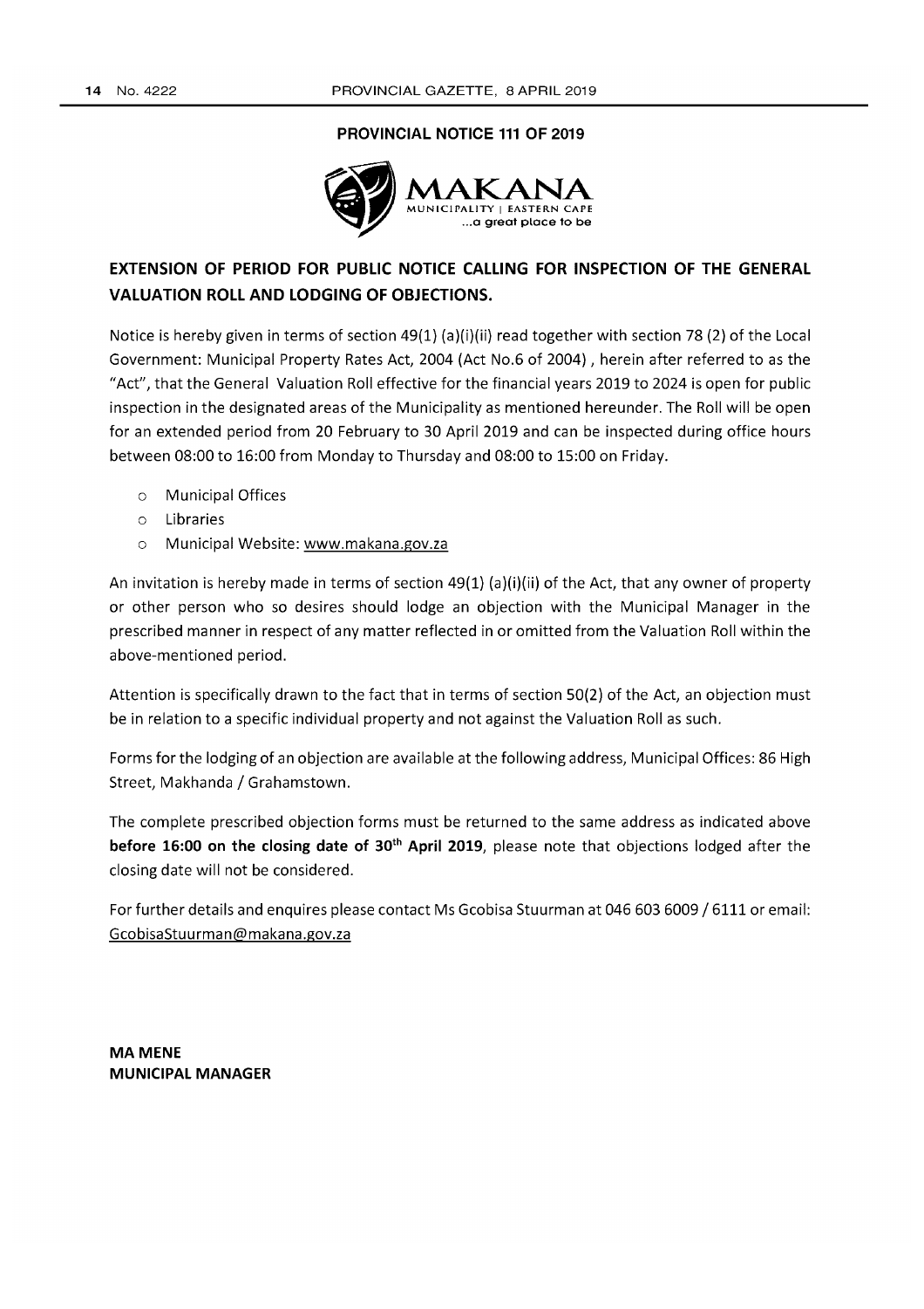**PROVINCIAL NOTICE 111 OF 2019**

MAKANA
MUNICIPALITY | EASTERN CAPE
...a great place to be

## EXTENSION OF PERIOD FOR PUBLIC NOTICE CALLING FOR INSPECTION OF THE GENERAL VALUATION ROLL AND LODGING OF OBJECTIONS.

Notice is hereby given in terms of section 49(1) (a)(i)(ii) read together with section 78 (2) of the Local Government: Municipal Property Rates Act, 2004 (Act No.6 of 2004) , herein after referred to as the "Act", that the General Valuation Roll effective for the financial years 2019 to 2024 is open for public inspection in the designated areas of the Municipality as mentioned hereunder. The Roll will be open for an extended period from 20 February to 30 April 2019 and can be inspected during office hours between 08:00 to 16:00 from Monday to Thursday and 08:00 to 15:00 on Friday.

- Municipal Offices
- Libraries
- Municipal Website: www.makana.gov.za

An invitation is hereby made in terms of section 49(1) (a)(i)(ii) of the Act, that any owner of property or other person who so desires should lodge an objection with the Municipal Manager in the prescribed manner in respect of any matter reflected in or omitted from the Valuation Roll within the above-mentioned period.

Attention is specifically drawn to the fact that in terms of section 50(2) of the Act, an objection must be in relation to a specific individual property and not against the Valuation Roll as such.

Forms for the lodging of an objection are available at the following address, Municipal Offices: 86 High Street, Makhanda / Grahamstown.

The complete prescribed objection forms must be returned to the same address as indicated above **before 16:00 on the closing date of 30th April 2019**, please note that objections lodged after the closing date will not be considered.

For further details and enquires please contact Ms Gcobisa Stuurman at 046 603 6009 / 6111 or email: GcobisaStuurman@makana.gov.za

**MA MENE**
**MUNICIPAL MANAGER**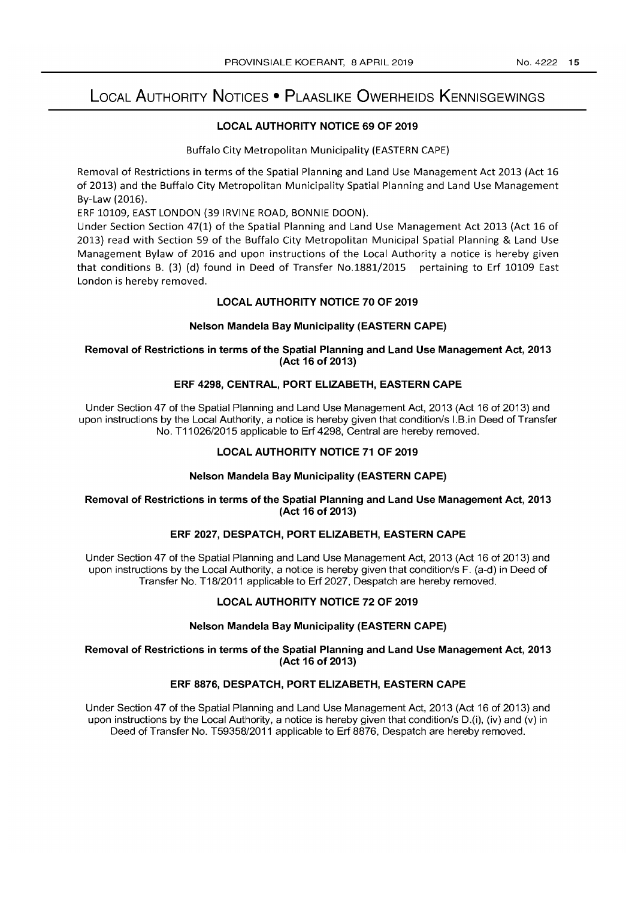# Local Authority Notices • Plaaslike Owerheids Kennisgewings

## LOCAL AUTHORITY NOTICE 69 OF 2019

Buffalo City Metropolitan Municipality (EASTERN CAPE)

Removal of Restrictions in terms of the Spatial Planning and Land Use Management Act 2013 (Act 16 of 2013) and the Buffalo City Metropolitan Municipality Spatial Planning and Land Use Management By-Law (2016).

ERF 10109, EAST LONDON (39 IRVINE ROAD, BONNIE DOON).

Under Section Section 47(1) of the Spatial Planning and Land Use Management Act 2013 (Act 16 of 2013) read with Section 59 of the Buffalo City Metropolitan Municipal Spatial Planning & Land Use Management Bylaw of 2016 and upon instructions of the Local Authority a notice is hereby given that conditions B. (3) (d) found in Deed of Transfer No.1881/2015 pertaining to Erf 10109 East London is hereby removed.

## LOCAL AUTHORITY NOTICE 70 OF 2019

**Nelson Mandela Bay Municipality (EASTERN CAPE)**

**Removal of Restrictions in terms of the Spatial Planning and Land Use Management Act, 2013 (Act 16 of 2013)**

**ERF 4298, CENTRAL, PORT ELIZABETH, EASTERN CAPE**

Under Section 47 of the Spatial Planning and Land Use Management Act, 2013 (Act 16 of 2013) and upon instructions by the Local Authority, a notice is hereby given that condition/s I.B.in Deed of Transfer No. T11026/2015 applicable to Erf 4298, Central are hereby removed.

## LOCAL AUTHORITY NOTICE 71 OF 2019

**Nelson Mandela Bay Municipality (EASTERN CAPE)**

**Removal of Restrictions in terms of the Spatial Planning and Land Use Management Act, 2013 (Act 16 of 2013)**

**ERF 2027, DESPATCH, PORT ELIZABETH, EASTERN CAPE**

Under Section 47 of the Spatial Planning and Land Use Management Act, 2013 (Act 16 of 2013) and upon instructions by the Local Authority, a notice is hereby given that condition/s F. (a-d) in Deed of Transfer No. T18/2011 applicable to Erf 2027, Despatch are hereby removed.

## LOCAL AUTHORITY NOTICE 72 OF 2019

**Nelson Mandela Bay Municipality (EASTERN CAPE)**

**Removal of Restrictions in terms of the Spatial Planning and Land Use Management Act, 2013 (Act 16 of 2013)**

**ERF 8876, DESPATCH, PORT ELIZABETH, EASTERN CAPE**

Under Section 47 of the Spatial Planning and Land Use Management Act, 2013 (Act 16 of 2013) and upon instructions by the Local Authority, a notice is hereby given that condition/s D.(i), (iv) and (v) in Deed of Transfer No. T59358/2011 applicable to Erf 8876, Despatch are hereby removed.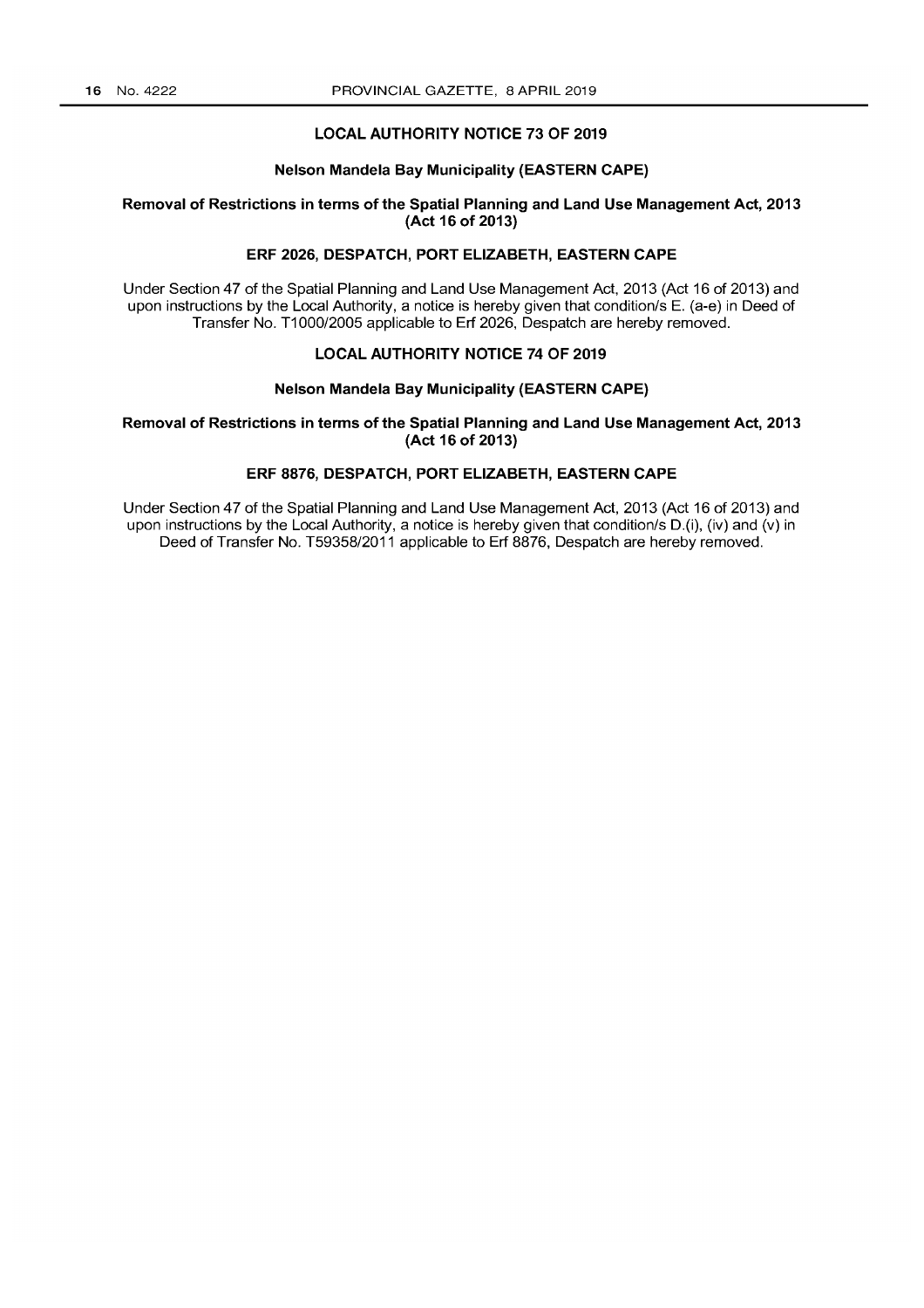## LOCAL AUTHORITY NOTICE 73 OF 2019

### Nelson Mandela Bay Municipality (EASTERN CAPE)

### Removal of Restrictions in terms of the Spatial Planning and Land Use Management Act, 2013 (Act 16 of 2013)

### ERF 2026, DESPATCH, PORT ELIZABETH, EASTERN CAPE

Under Section 47 of the Spatial Planning and Land Use Management Act, 2013 (Act 16 of 2013) and upon instructions by the Local Authority, a notice is hereby given that condition/s E. (a-e) in Deed of Transfer No. T1000/2005 applicable to Erf 2026, Despatch are hereby removed.

## LOCAL AUTHORITY NOTICE 74 OF 2019

### Nelson Mandela Bay Municipality (EASTERN CAPE)

### Removal of Restrictions in terms of the Spatial Planning and Land Use Management Act, 2013 (Act 16 of 2013)

### ERF 8876, DESPATCH, PORT ELIZABETH, EASTERN CAPE

Under Section 47 of the Spatial Planning and Land Use Management Act, 2013 (Act 16 of 2013) and upon instructions by the Local Authority, a notice is hereby given that condition/s D.(i), (iv) and (v) in Deed of Transfer No. T59358/2011 applicable to Erf 8876, Despatch are hereby removed.